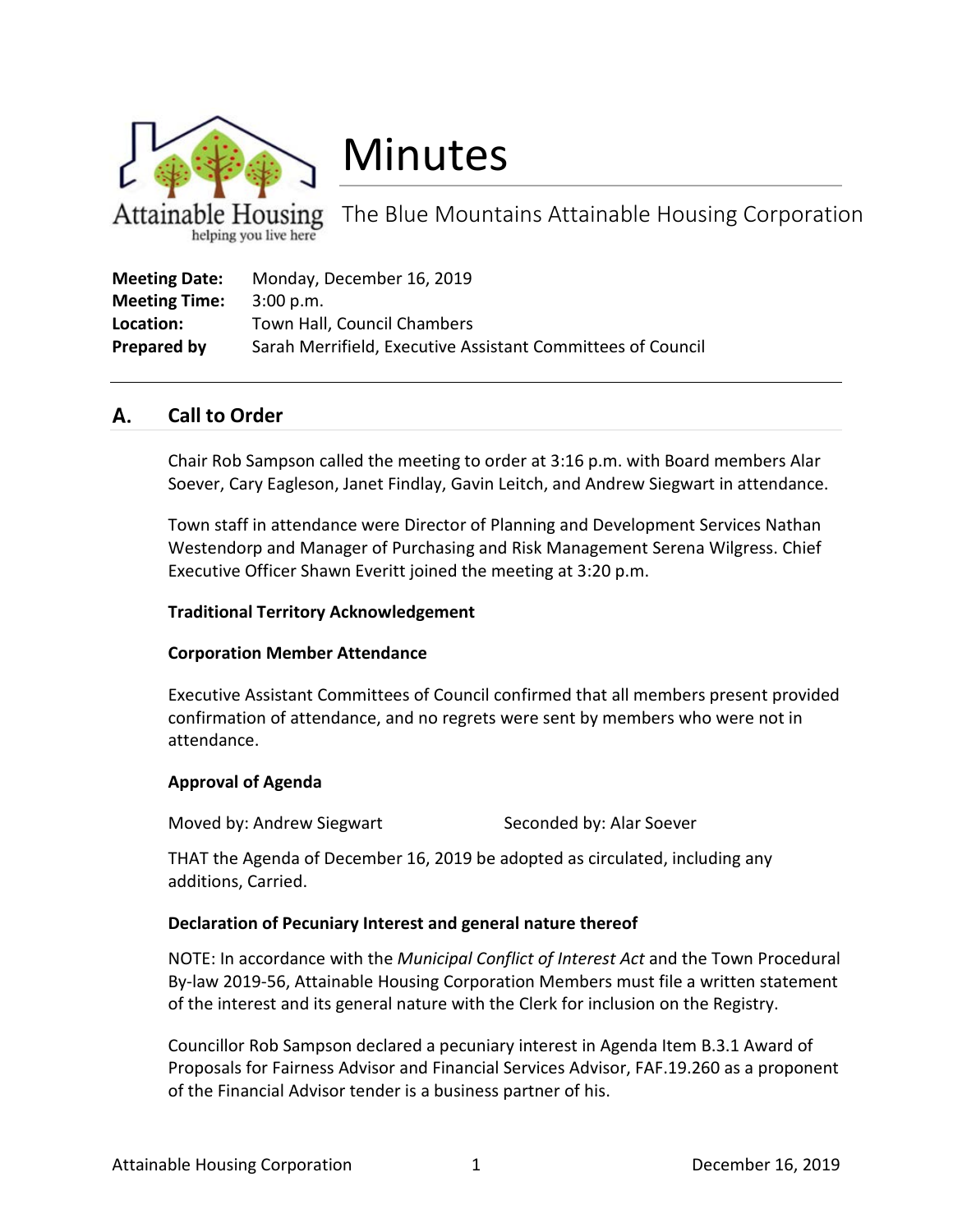# Minutes

Attainable Housing
helping you live here

The Blue Mountains Attainable Housing Corporation

**Meeting Date:** Monday, December 16, 2019
**Meeting Time:** 3:00 p.m.
**Location:** Town Hall, Council Chambers
**Prepared by** Sarah Merrifield, Executive Assistant Committees of Council

---

## A. Call to Order

Chair Rob Sampson called the meeting to order at 3:16 p.m. with Board members Alar Soever, Cary Eagleson, Janet Findlay, Gavin Leitch, and Andrew Siegwart in attendance.

Town staff in attendance were Director of Planning and Development Services Nathan Westendorp and Manager of Purchasing and Risk Management Serena Wilgress. Chief Executive Officer Shawn Everitt joined the meeting at 3:20 p.m.

**Traditional Territory Acknowledgement**

**Corporation Member Attendance**

Executive Assistant Committees of Council confirmed that all members present provided confirmation of attendance, and no regrets were sent by members who were not in attendance.

**Approval of Agenda**

Moved by: Andrew Siegwart Seconded by: Alar Soever

THAT the Agenda of December 16, 2019 be adopted as circulated, including any additions, Carried.

**Declaration of Pecuniary Interest and general nature thereof**

NOTE: In accordance with the *Municipal Conflict of Interest Act* and the Town Procedural By-law 2019-56, Attainable Housing Corporation Members must file a written statement of the interest and its general nature with the Clerk for inclusion on the Registry.

Councillor Rob Sampson declared a pecuniary interest in Agenda Item B.3.1 Award of Proposals for Fairness Advisor and Financial Services Advisor, FAF.19.260 as a proponent of the Financial Advisor tender is a business partner of his.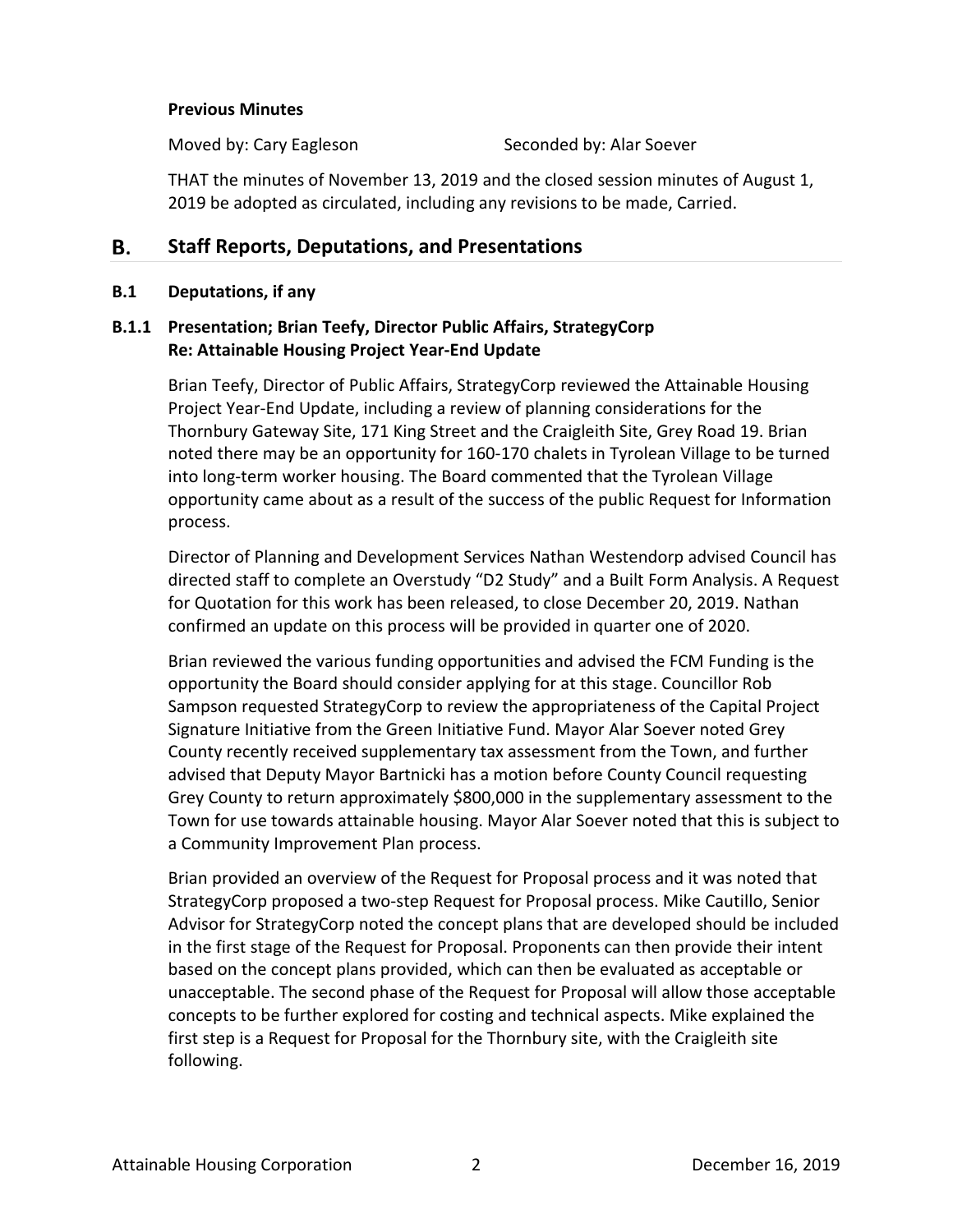**Previous Minutes**

Moved by: Cary Eagleson Seconded by: Alar Soever

THAT the minutes of November 13, 2019 and the closed session minutes of August 1, 2019 be adopted as circulated, including any revisions to be made, Carried.

## B. Staff Reports, Deputations, and Presentations

### B.1 Deputations, if any

### B.1.1 Presentation; Brian Teefy, Director Public Affairs, StrategyCorp Re: Attainable Housing Project Year-End Update

Brian Teefy, Director of Public Affairs, StrategyCorp reviewed the Attainable Housing Project Year-End Update, including a review of planning considerations for the Thornbury Gateway Site, 171 King Street and the Craigleith Site, Grey Road 19. Brian noted there may be an opportunity for 160-170 chalets in Tyrolean Village to be turned into long-term worker housing. The Board commented that the Tyrolean Village opportunity came about as a result of the success of the public Request for Information process.

Director of Planning and Development Services Nathan Westendorp advised Council has directed staff to complete an Overstudy "D2 Study" and a Built Form Analysis. A Request for Quotation for this work has been released, to close December 20, 2019. Nathan confirmed an update on this process will be provided in quarter one of 2020.

Brian reviewed the various funding opportunities and advised the FCM Funding is the opportunity the Board should consider applying for at this stage. Councillor Rob Sampson requested StrategyCorp to review the appropriateness of the Capital Project Signature Initiative from the Green Initiative Fund. Mayor Alar Soever noted Grey County recently received supplementary tax assessment from the Town, and further advised that Deputy Mayor Bartnicki has a motion before County Council requesting Grey County to return approximately $800,000 in the supplementary assessment to the Town for use towards attainable housing. Mayor Alar Soever noted that this is subject to a Community Improvement Plan process.

Brian provided an overview of the Request for Proposal process and it was noted that StrategyCorp proposed a two-step Request for Proposal process. Mike Cautillo, Senior Advisor for StrategyCorp noted the concept plans that are developed should be included in the first stage of the Request for Proposal. Proponents can then provide their intent based on the concept plans provided, which can then be evaluated as acceptable or unacceptable. The second phase of the Request for Proposal will allow those acceptable concepts to be further explored for costing and technical aspects. Mike explained the first step is a Request for Proposal for the Thornbury site, with the Craigleith site following.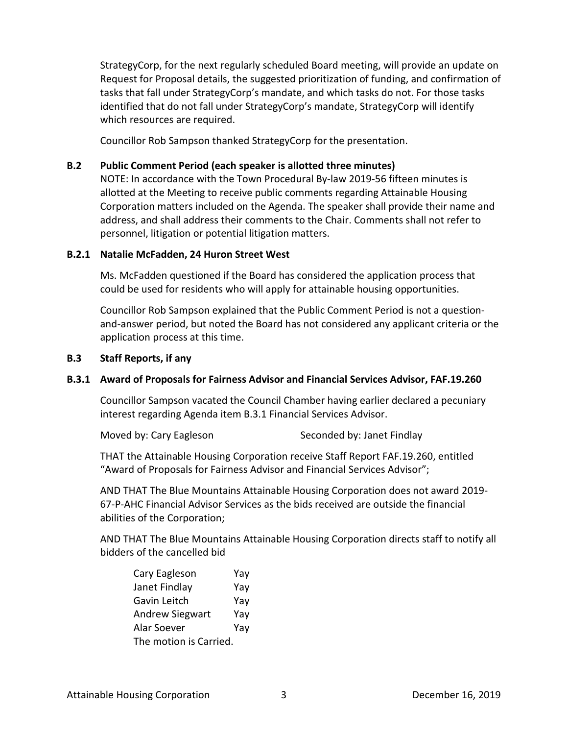StrategyCorp, for the next regularly scheduled Board meeting, will provide an update on Request for Proposal details, the suggested prioritization of funding, and confirmation of tasks that fall under StrategyCorp's mandate, and which tasks do not. For those tasks identified that do not fall under StrategyCorp's mandate, StrategyCorp will identify which resources are required.

Councillor Rob Sampson thanked StrategyCorp for the presentation.

### B.2 Public Comment Period (each speaker is allotted three minutes)

NOTE: In accordance with the Town Procedural By-law 2019-56 fifteen minutes is allotted at the Meeting to receive public comments regarding Attainable Housing Corporation matters included on the Agenda. The speaker shall provide their name and address, and shall address their comments to the Chair. Comments shall not refer to personnel, litigation or potential litigation matters.

### B.2.1 Natalie McFadden, 24 Huron Street West

Ms. McFadden questioned if the Board has considered the application process that could be used for residents who will apply for attainable housing opportunities.

Councillor Rob Sampson explained that the Public Comment Period is not a question-and-answer period, but noted the Board has not considered any applicant criteria or the application process at this time.

### B.3 Staff Reports, if any

### B.3.1 Award of Proposals for Fairness Advisor and Financial Services Advisor, FAF.19.260

Councillor Sampson vacated the Council Chamber having earlier declared a pecuniary interest regarding Agenda item B.3.1 Financial Services Advisor.

Moved by: Cary Eagleson Seconded by: Janet Findlay

THAT the Attainable Housing Corporation receive Staff Report FAF.19.260, entitled "Award of Proposals for Fairness Advisor and Financial Services Advisor";

AND THAT The Blue Mountains Attainable Housing Corporation does not award 2019-67-P-AHC Financial Advisor Services as the bids received are outside the financial abilities of the Corporation;

AND THAT The Blue Mountains Attainable Housing Corporation directs staff to notify all bidders of the cancelled bid

| | |
|---|---|
| Cary Eagleson | Yay |
| Janet Findlay | Yay |
| Gavin Leitch | Yay |
| Andrew Siegwart | Yay |
| Alar Soever | Yay |

The motion is Carried.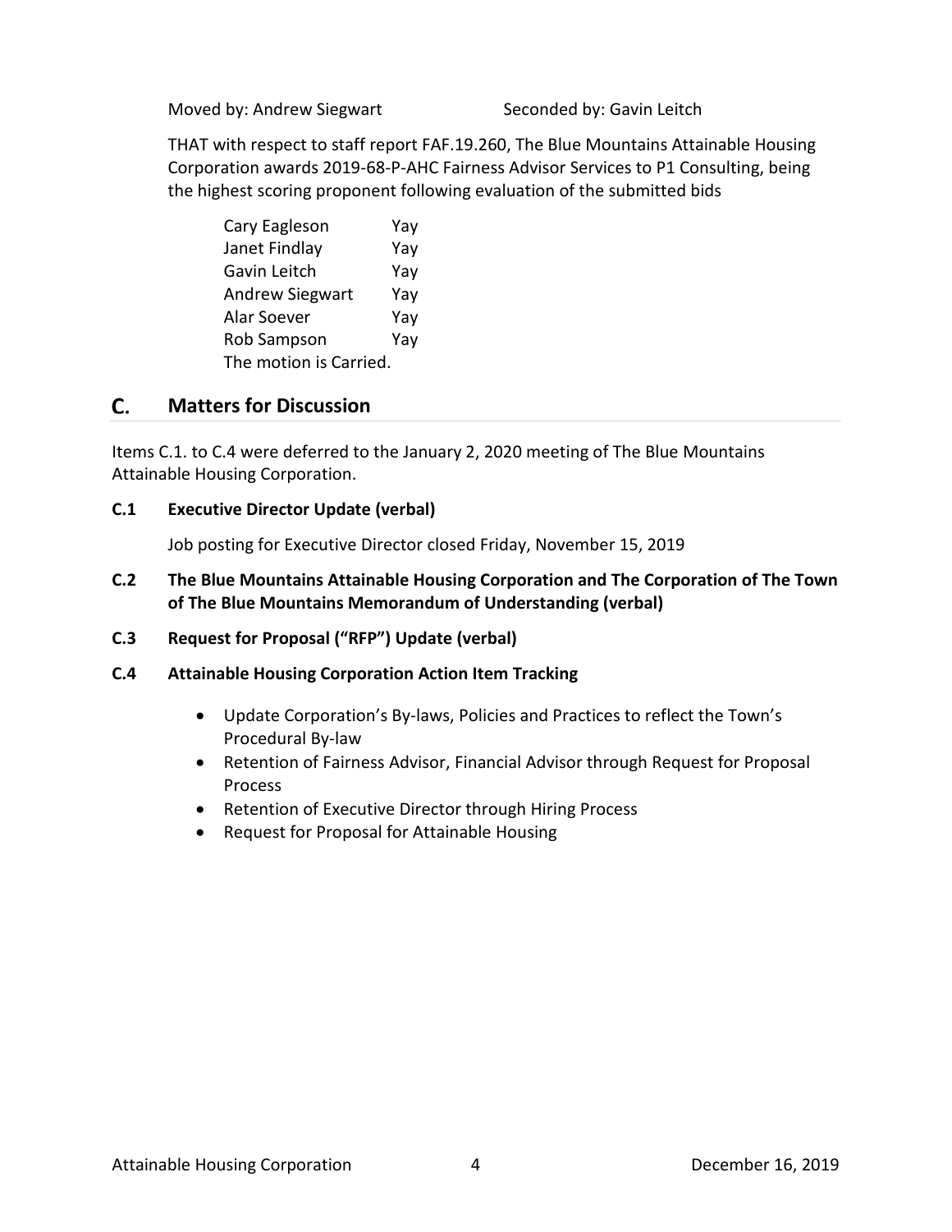Moved by: Andrew Siegwart Seconded by: Gavin Leitch

THAT with respect to staff report FAF.19.260, The Blue Mountains Attainable Housing Corporation awards 2019-68-P-AHC Fairness Advisor Services to P1 Consulting, being the highest scoring proponent following evaluation of the submitted bids

| | |
|---|---|
| Cary Eagleson | Yay |
| Janet Findlay | Yay |
| Gavin Leitch | Yay |
| Andrew Siegwart | Yay |
| Alar Soever | Yay |
| Rob Sampson | Yay |

The motion is Carried.

## C. Matters for Discussion

Items C.1. to C.4 were deferred to the January 2, 2020 meeting of The Blue Mountains Attainable Housing Corporation.

### C.1 Executive Director Update (verbal)

Job posting for Executive Director closed Friday, November 15, 2019

### C.2 The Blue Mountains Attainable Housing Corporation and The Corporation of The Town of The Blue Mountains Memorandum of Understanding (verbal)

### C.3 Request for Proposal ("RFP") Update (verbal)

### C.4 Attainable Housing Corporation Action Item Tracking

- Update Corporation's By-laws, Policies and Practices to reflect the Town's Procedural By-law
- Retention of Fairness Advisor, Financial Advisor through Request for Proposal Process
- Retention of Executive Director through Hiring Process
- Request for Proposal for Attainable Housing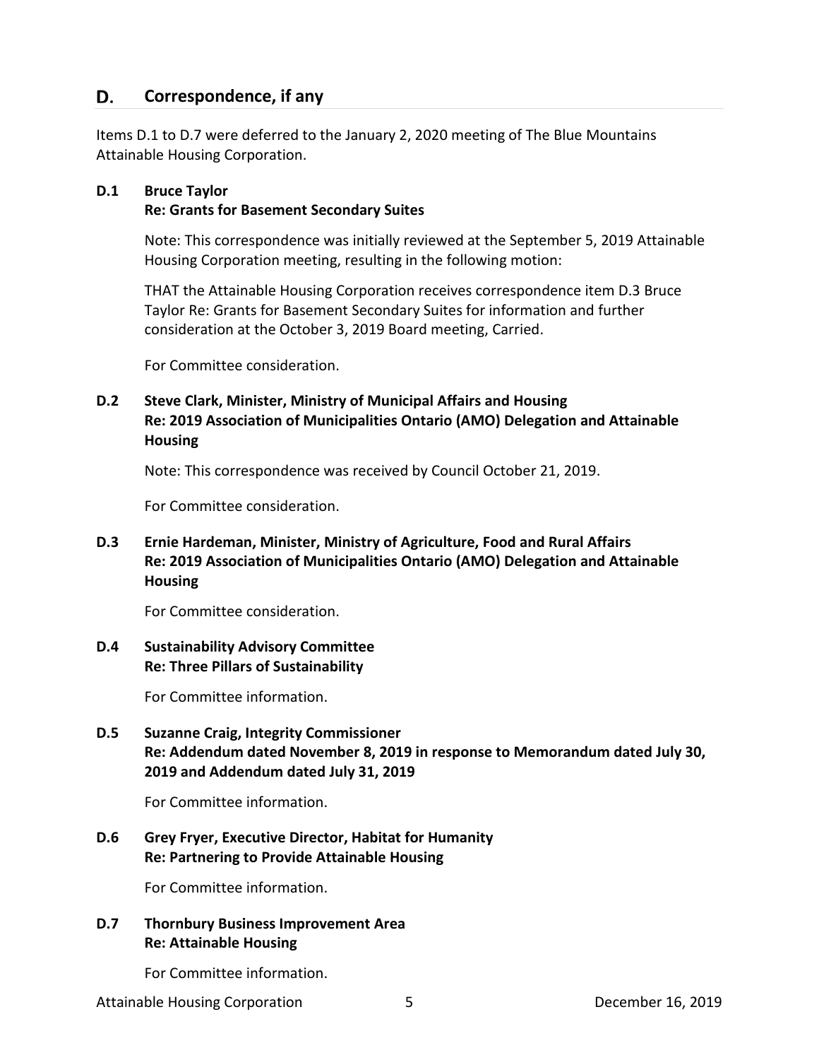## D. Correspondence, if any

Items D.1 to D.7 were deferred to the January 2, 2020 meeting of The Blue Mountains Attainable Housing Corporation.

### D.1 Bruce Taylor
**Re: Grants for Basement Secondary Suites**

Note: This correspondence was initially reviewed at the September 5, 2019 Attainable Housing Corporation meeting, resulting in the following motion:

THAT the Attainable Housing Corporation receives correspondence item D.3 Bruce Taylor Re: Grants for Basement Secondary Suites for information and further consideration at the October 3, 2019 Board meeting, Carried.

For Committee consideration.

### D.2 Steve Clark, Minister, Ministry of Municipal Affairs and Housing
**Re: 2019 Association of Municipalities Ontario (AMO) Delegation and Attainable Housing**

Note: This correspondence was received by Council October 21, 2019.

For Committee consideration.

### D.3 Ernie Hardeman, Minister, Ministry of Agriculture, Food and Rural Affairs
**Re: 2019 Association of Municipalities Ontario (AMO) Delegation and Attainable Housing**

For Committee consideration.

### D.4 Sustainability Advisory Committee
**Re: Three Pillars of Sustainability**

For Committee information.

### D.5 Suzanne Craig, Integrity Commissioner
**Re: Addendum dated November 8, 2019 in response to Memorandum dated July 30, 2019 and Addendum dated July 31, 2019**

For Committee information.

### D.6 Grey Fryer, Executive Director, Habitat for Humanity
**Re: Partnering to Provide Attainable Housing**

For Committee information.

### D.7 Thornbury Business Improvement Area
**Re: Attainable Housing**

For Committee information.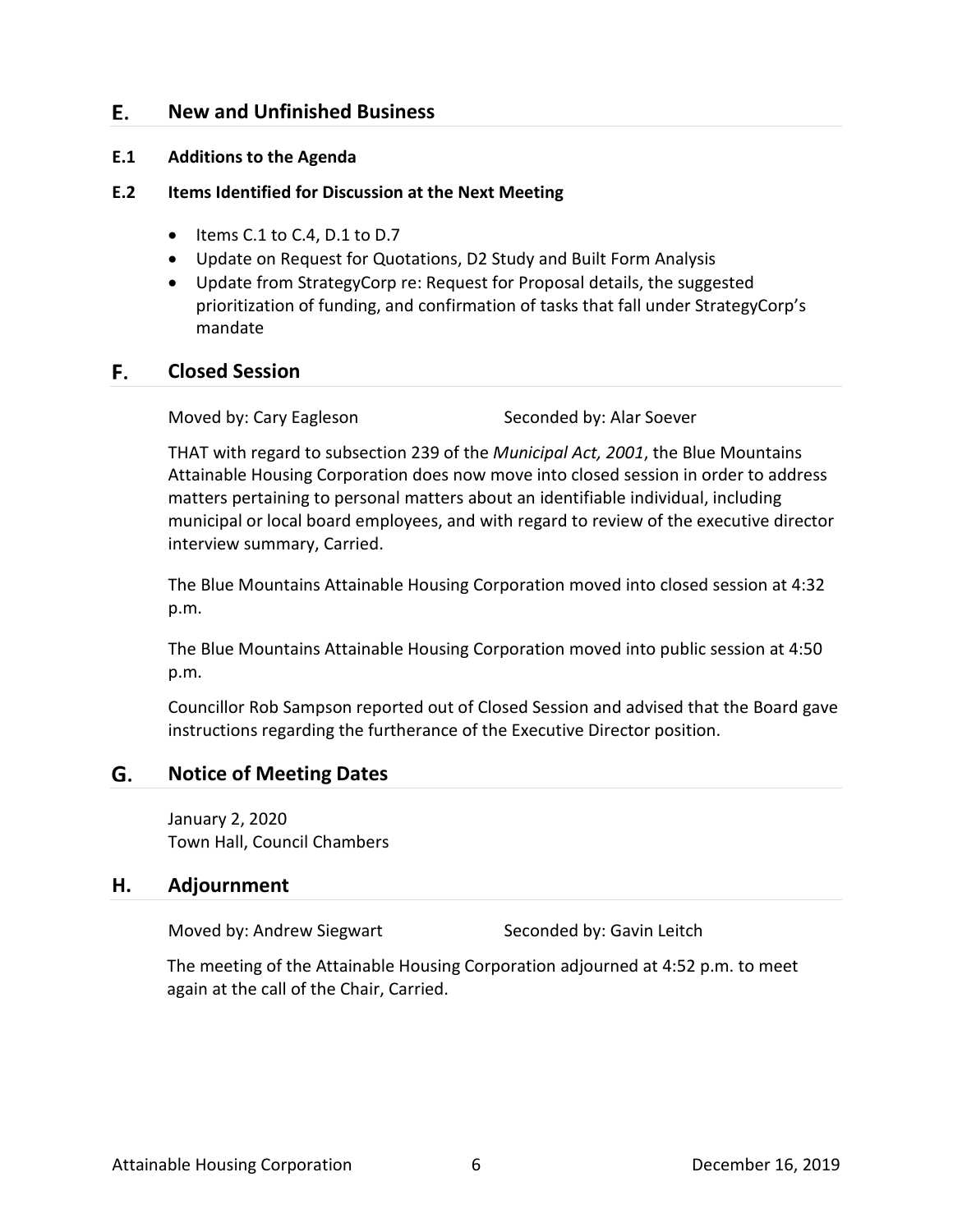## E. New and Unfinished Business

### E.1 Additions to the Agenda

### E.2 Items Identified for Discussion at the Next Meeting

- Items C.1 to C.4, D.1 to D.7
- Update on Request for Quotations, D2 Study and Built Form Analysis
- Update from StrategyCorp re: Request for Proposal details, the suggested prioritization of funding, and confirmation of tasks that fall under StrategyCorp's mandate

## F. Closed Session

Moved by: Cary Eagleson Seconded by: Alar Soever

THAT with regard to subsection 239 of the *Municipal Act, 2001*, the Blue Mountains Attainable Housing Corporation does now move into closed session in order to address matters pertaining to personal matters about an identifiable individual, including municipal or local board employees, and with regard to review of the executive director interview summary, Carried.

The Blue Mountains Attainable Housing Corporation moved into closed session at 4:32 p.m.

The Blue Mountains Attainable Housing Corporation moved into public session at 4:50 p.m.

Councillor Rob Sampson reported out of Closed Session and advised that the Board gave instructions regarding the furtherance of the Executive Director position.

## G. Notice of Meeting Dates

January 2, 2020
Town Hall, Council Chambers

## H. Adjournment

Moved by: Andrew Siegwart Seconded by: Gavin Leitch

The meeting of the Attainable Housing Corporation adjourned at 4:52 p.m. to meet again at the call of the Chair, Carried.